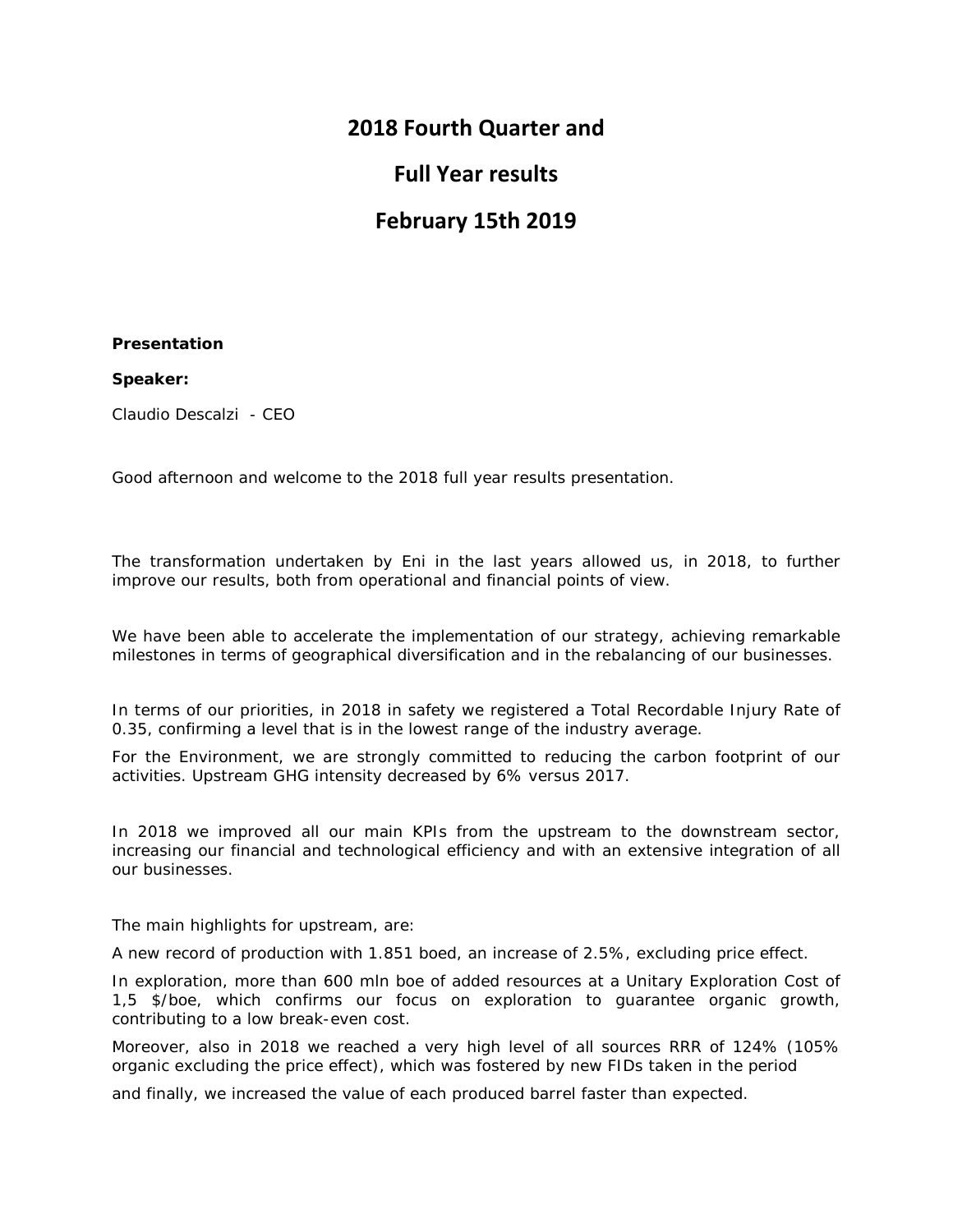# 2018 Fourth Quarter and

# Full Year results

# February 15th 2019

**Presentation**

**Speaker:**

Claudio Descalzi - CEO

Good afternoon and welcome to the 2018 full year results presentation.

The transformation undertaken by Eni in the last years allowed us, in 2018, to further improve our results, both from operational and financial points of view.

We have been able to accelerate the implementation of our strategy, achieving remarkable milestones in terms of geographical diversification and in the rebalancing of our businesses.

In terms of our priorities, in 2018 in safety we registered a Total Recordable Injury Rate of 0.35, confirming a level that is in the lowest range of the industry average.

For the Environment, we are strongly committed to reducing the carbon footprint of our activities. Upstream GHG intensity decreased by 6% versus 2017.

In 2018 we improved all our main KPIs from the upstream to the downstream sector, increasing our financial and technological efficiency and with an extensive integration of all our businesses.

The main highlights for upstream, are:

A new record of production with 1.851 boed, an increase of 2.5%, excluding price effect.

In exploration, more than 600 mln boe of added resources at a Unitary Exploration Cost of 1,5 $/boe, which confirms our focus on exploration to guarantee organic growth, contributing to a low break-even cost.

Moreover, also in 2018 we reached a very high level of all sources RRR of 124% (105% organic excluding the price effect), which was fostered by new FIDs taken in the period

and finally, we increased the value of each produced barrel faster than expected.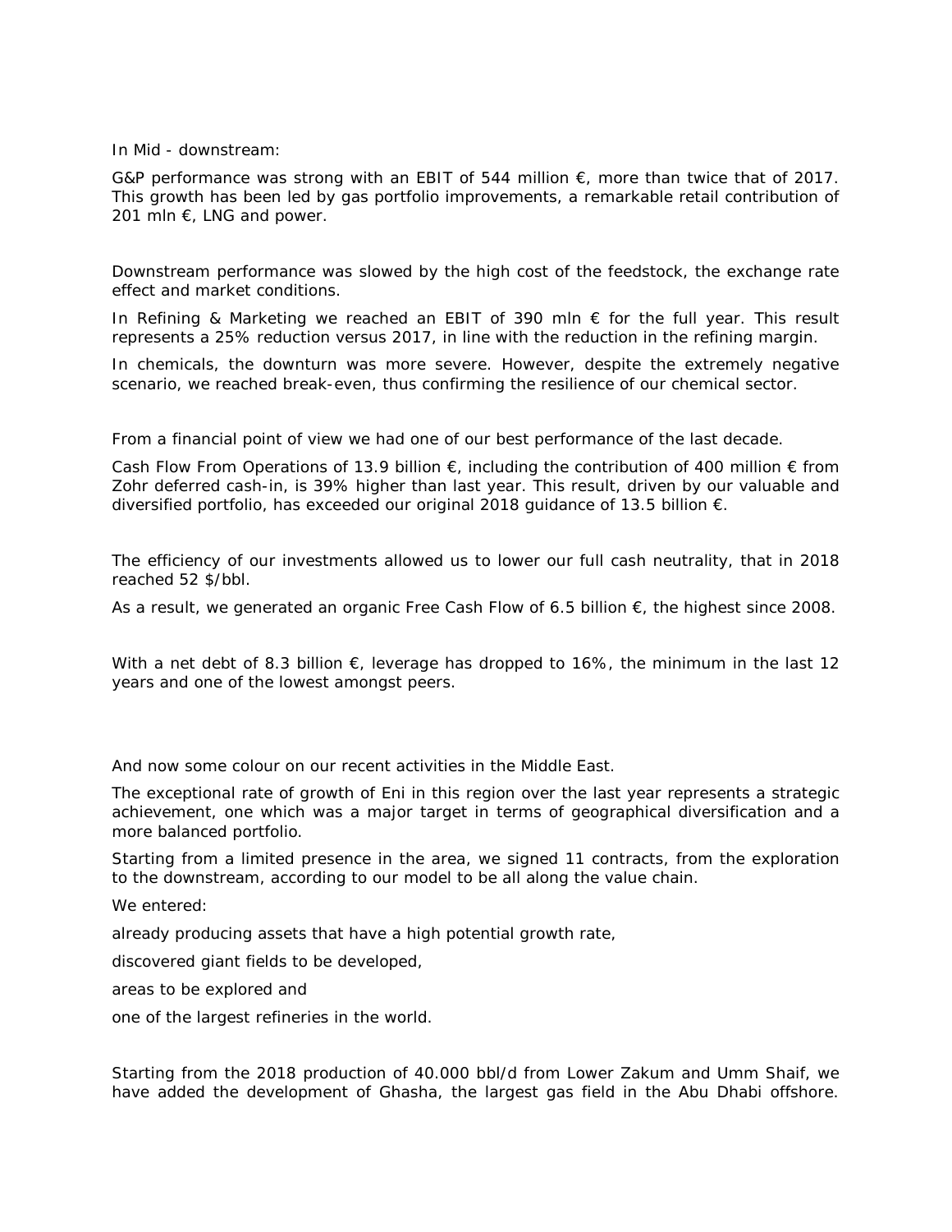In Mid - downstream:

G&P performance was strong with an EBIT of 544 million €, more than twice that of 2017. This growth has been led by gas portfolio improvements, a remarkable retail contribution of 201 mln €, LNG and power.

Downstream performance was slowed by the high cost of the feedstock, the exchange rate effect and market conditions.

In Refining & Marketing we reached an EBIT of 390 mln € for the full year. This result represents a 25% reduction versus 2017, in line with the reduction in the refining margin.

In chemicals, the downturn was more severe. However, despite the extremely negative scenario, we reached break-even, thus confirming the resilience of our chemical sector.

From a financial point of view we had one of our best performance of the last decade.

Cash Flow From Operations of 13.9 billion €, including the contribution of 400 million € from Zohr deferred cash-in, is 39% higher than last year. This result, driven by our valuable and diversified portfolio, has exceeded our original 2018 guidance of 13.5 billion €.

The efficiency of our investments allowed us to lower our full cash neutrality, that in 2018 reached 52 $/bbl.

As a result, we generated an organic Free Cash Flow of 6.5 billion €, the highest since 2008.

With a net debt of 8.3 billion €, leverage has dropped to 16%, the minimum in the last 12 years and one of the lowest amongst peers.

And now some colour on our recent activities in the Middle East.

The exceptional rate of growth of Eni in this region over the last year represents a strategic achievement, one which was a major target in terms of geographical diversification and a more balanced portfolio.

Starting from a limited presence in the area, we signed 11 contracts, from the exploration to the downstream, according to our model to be all along the value chain.

We entered:

already producing assets that have a high potential growth rate,

discovered giant fields to be developed,

areas to be explored and

one of the largest refineries in the world.

Starting from the 2018 production of 40.000 bbl/d from Lower Zakum and Umm Shaif, we have added the development of Ghasha, the largest gas field in the Abu Dhabi offshore.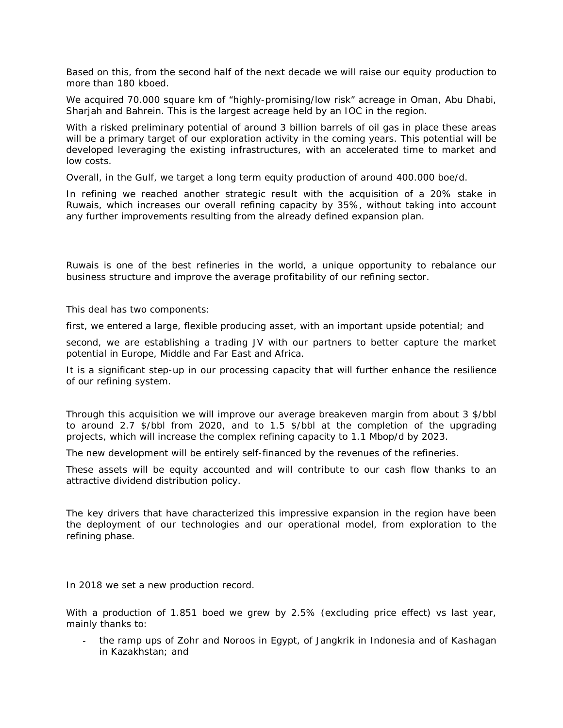Based on this, from the second half of the next decade we will raise our equity production to more than 180 kboed.

We acquired 70.000 square km of "highly-promising/low risk" acreage in Oman, Abu Dhabi, Sharjah and Bahrein. This is the largest acreage held by an IOC in the region.

With a risked preliminary potential of around 3 billion barrels of oil gas in place these areas will be a primary target of our exploration activity in the coming years. This potential will be developed leveraging the existing infrastructures, with an accelerated time to market and low costs.

Overall, in the Gulf, we target a long term equity production of around 400.000 boe/d.

In refining we reached another strategic result with the acquisition of a 20% stake in Ruwais, which increases our overall refining capacity by 35%, without taking into account any further improvements resulting from the already defined expansion plan.

Ruwais is one of the best refineries in the world, a unique opportunity to rebalance our business structure and improve the average profitability of our refining sector.

This deal has two components:

first, we entered a large, flexible producing asset, with an important upside potential; and

second, we are establishing a trading JV with our partners to better capture the market potential in Europe, Middle and Far East and Africa.

It is a significant step-up in our processing capacity that will further enhance the resilience of our refining system.

Through this acquisition we will improve our average breakeven margin from about 3 $/bbl to around 2.7 $/bbl from 2020, and to 1.5 $/bbl at the completion of the upgrading projects, which will increase the complex refining capacity to 1.1 Mbop/d by 2023.

The new development will be entirely self-financed by the revenues of the refineries.

These assets will be equity accounted and will contribute to our cash flow thanks to an attractive dividend distribution policy.

The key drivers that have characterized this impressive expansion in the region have been the deployment of our technologies and our operational model, from exploration to the refining phase.

In 2018 we set a new production record.

With a production of 1.851 boed we grew by 2.5% (excluding price effect) vs last year, mainly thanks to:

- the ramp ups of Zohr and Noroos in Egypt, of Jangkrik in Indonesia and of Kashagan in Kazakhstan; and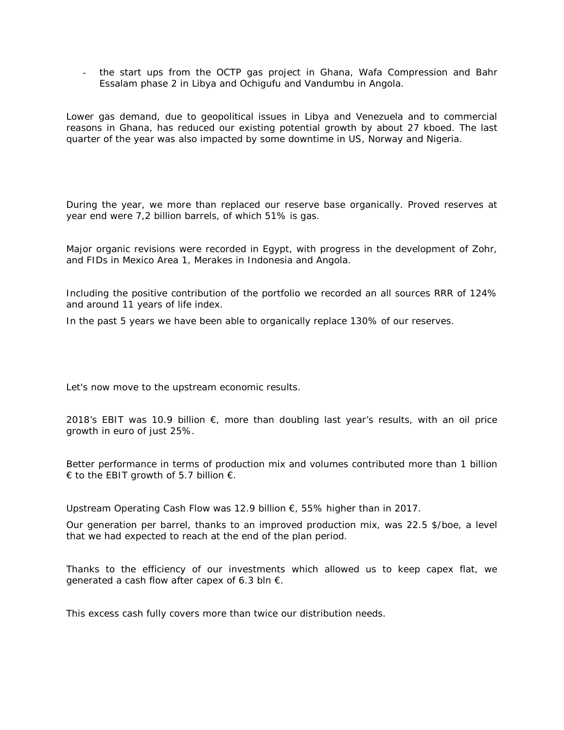- the start ups from the OCTP gas project in Ghana, Wafa Compression and Bahr Essalam phase 2 in Libya and Ochigufu and Vandumbu in Angola.

Lower gas demand, due to geopolitical issues in Libya and Venezuela and to commercial reasons in Ghana, has reduced our existing potential growth by about 27 kboed. The last quarter of the year was also impacted by some downtime in US, Norway and Nigeria.

During the year, we more than replaced our reserve base organically. Proved reserves at year end were 7,2 billion barrels, of which 51% is gas.

Major organic revisions were recorded in Egypt, with progress in the development of Zohr, and FIDs in Mexico Area 1, Merakes in Indonesia and Angola.

Including the positive contribution of the portfolio we recorded an all sources RRR of 124% and around 11 years of life index.

In the past 5 years we have been able to organically replace 130% of our reserves.

Let's now move to the upstream economic results.

2018's EBIT was 10.9 billion €, more than doubling last year's results, with an oil price growth in euro of just 25%.

Better performance in terms of production mix and volumes contributed more than 1 billion € to the EBIT growth of 5.7 billion €.

Upstream Operating Cash Flow was 12.9 billion €, 55% higher than in 2017.

Our generation per barrel, thanks to an improved production mix, was 22.5 $/boe, a level that we had expected to reach at the end of the plan period.

Thanks to the efficiency of our investments which allowed us to keep capex flat, we generated a cash flow after capex of 6.3 bln €.

This excess cash fully covers more than twice our distribution needs.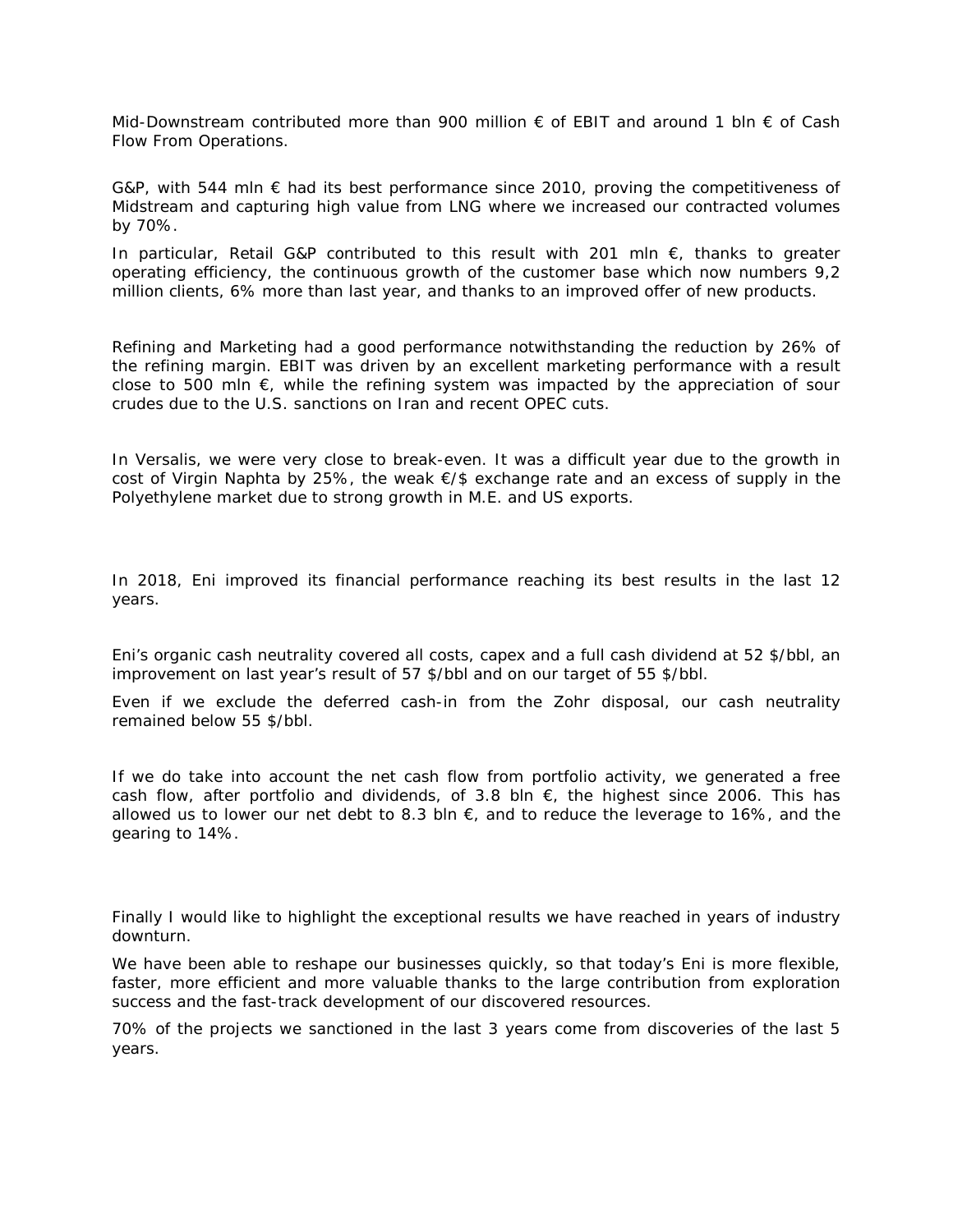Mid-Downstream contributed more than 900 million € of EBIT and around 1 bln € of Cash Flow From Operations.

G&P, with 544 mln € had its best performance since 2010, proving the competitiveness of Midstream and capturing high value from LNG where we increased our contracted volumes by 70%.

In particular, Retail G&P contributed to this result with 201 mln €, thanks to greater operating efficiency, the continuous growth of the customer base which now numbers 9,2 million clients, 6% more than last year, and thanks to an improved offer of new products.

Refining and Marketing had a good performance notwithstanding the reduction by 26% of the refining margin. EBIT was driven by an excellent marketing performance with a result close to 500 mln €, while the refining system was impacted by the appreciation of sour crudes due to the U.S. sanctions on Iran and recent OPEC cuts.

In Versalis, we were very close to break-even. It was a difficult year due to the growth in cost of Virgin Naphta by 25%, the weak €/$ exchange rate and an excess of supply in the Polyethylene market due to strong growth in M.E. and US exports.

In 2018, Eni improved its financial performance reaching its best results in the last 12 years.

Eni's organic cash neutrality covered all costs, capex and a full cash dividend at 52 $/bbl, an improvement on last year's result of 57 $/bbl and on our target of 55 $/bbl.

Even if we exclude the deferred cash-in from the Zohr disposal, our cash neutrality remained below 55 $/bbl.

If we do take into account the net cash flow from portfolio activity, we generated a free cash flow, after portfolio and dividends, of 3.8 bln €, the highest since 2006. This has allowed us to lower our net debt to 8.3 bln €, and to reduce the leverage to 16%, and the gearing to 14%.

Finally I would like to highlight the exceptional results we have reached in years of industry downturn.

We have been able to reshape our businesses quickly, so that today's Eni is more flexible, faster, more efficient and more valuable thanks to the large contribution from exploration success and the fast-track development of our discovered resources.

70% of the projects we sanctioned in the last 3 years come from discoveries of the last 5 years.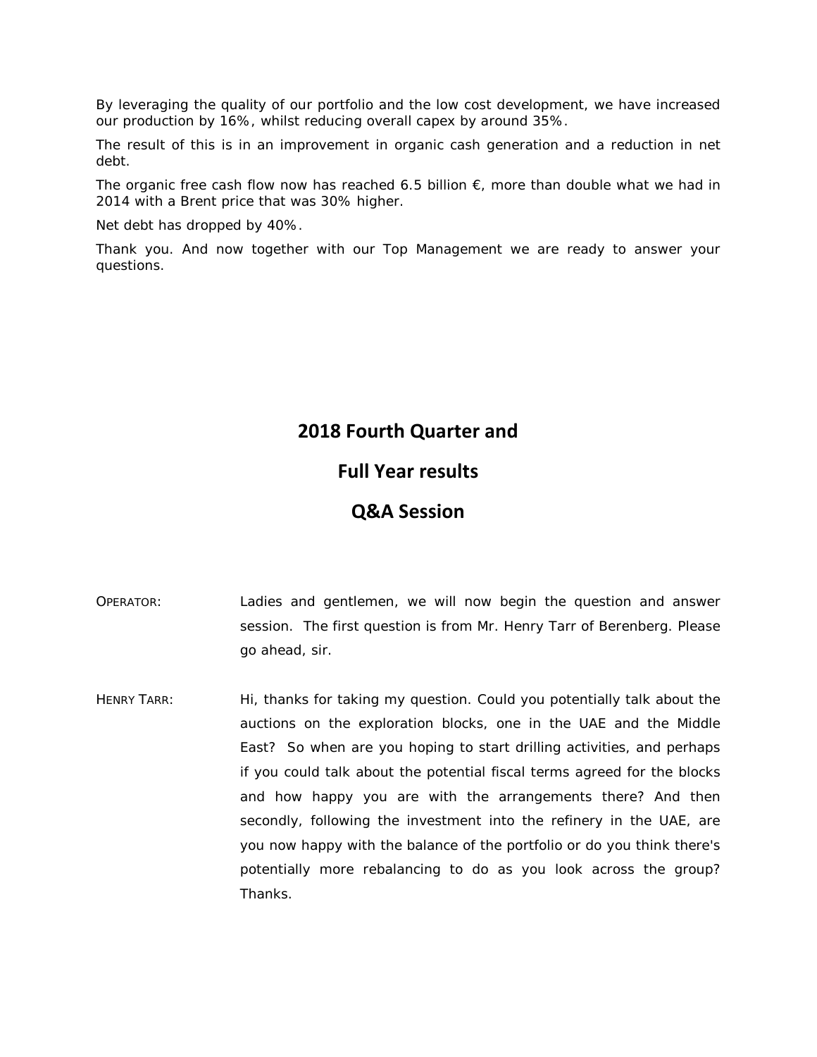By leveraging the quality of our portfolio and the low cost development, we have increased our production by 16%, whilst reducing overall capex by around 35%.

The result of this is in an improvement in organic cash generation and a reduction in net debt.

The organic free cash flow now has reached 6.5 billion €, more than double what we had in 2014 with a Brent price that was 30% higher.

Net debt has dropped by 40%.

Thank you. And now together with our Top Management we are ready to answer your questions.

## 2018 Fourth Quarter and

## Full Year results

## Q&A Session

OPERATOR: Ladies and gentlemen, we will now begin the question and answer session. The first question is from Mr. Henry Tarr of Berenberg. Please go ahead, sir.

HENRY TARR: Hi, thanks for taking my question. Could you potentially talk about the auctions on the exploration blocks, one in the UAE and the Middle East? So when are you hoping to start drilling activities, and perhaps if you could talk about the potential fiscal terms agreed for the blocks and how happy you are with the arrangements there? And then secondly, following the investment into the refinery in the UAE, are you now happy with the balance of the portfolio or do you think there's potentially more rebalancing to do as you look across the group? Thanks.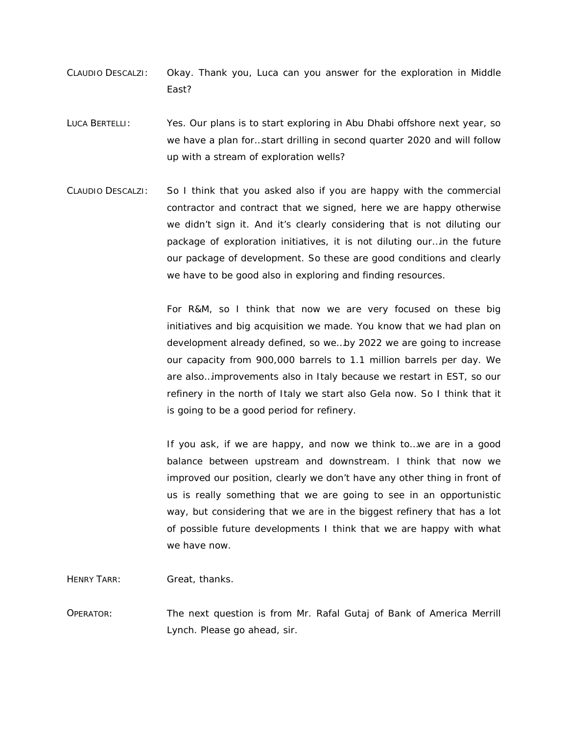CLAUDIO DESCALZI: Okay. Thank you, Luca can you answer for the exploration in Middle East?

LUCA BERTELLI: Yes. Our plans is to start exploring in Abu Dhabi offshore next year, so we have a plan for…start drilling in second quarter 2020 and will follow up with a stream of exploration wells?

CLAUDIO DESCALZI: So I think that you asked also if you are happy with the commercial contractor and contract that we signed, here we are happy otherwise we didn't sign it. And it's clearly considering that is not diluting our package of exploration initiatives, it is not diluting our…in the future our package of development. So these are good conditions and clearly we have to be good also in exploring and finding resources.

For R&M, so I think that now we are very focused on these big initiatives and big acquisition we made. You know that we had plan on development already defined, so we…by 2022 we are going to increase our capacity from 900,000 barrels to 1.1 million barrels per day. We are also…improvements also in Italy because we restart in EST, so our refinery in the north of Italy we start also Gela now. So I think that it is going to be a good period for refinery.

If you ask, if we are happy, and now we think to…we are in a good balance between upstream and downstream. I think that now we improved our position, clearly we don't have any other thing in front of us is really something that we are going to see in an opportunistic way, but considering that we are in the biggest refinery that has a lot of possible future developments I think that we are happy with what we have now.

HENRY TARR: Great, thanks.

OPERATOR: The next question is from Mr. Rafal Gutaj of Bank of America Merrill Lynch. Please go ahead, sir.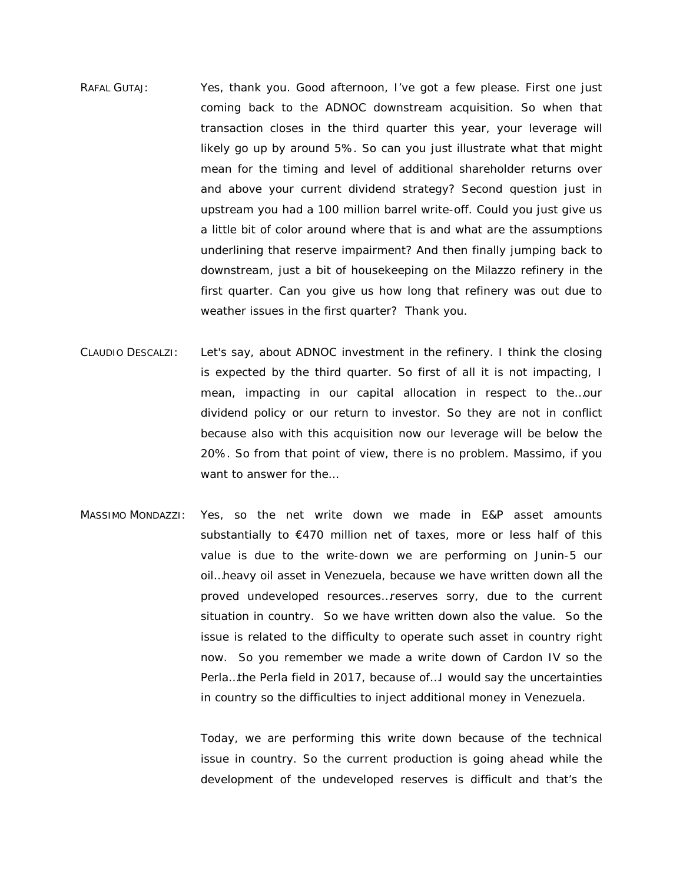RAFAL GUTAJ: Yes, thank you. Good afternoon, I've got a few please. First one just coming back to the ADNOC downstream acquisition. So when that transaction closes in the third quarter this year, your leverage will likely go up by around 5%. So can you just illustrate what that might mean for the timing and level of additional shareholder returns over and above your current dividend strategy? Second question just in upstream you had a 100 million barrel write-off. Could you just give us a little bit of color around where that is and what are the assumptions underlining that reserve impairment? And then finally jumping back to downstream, just a bit of housekeeping on the Milazzo refinery in the first quarter. Can you give us how long that refinery was out due to weather issues in the first quarter? Thank you.

CLAUDIO DESCALZI: Let's say, about ADNOC investment in the refinery. I think the closing is expected by the third quarter. So first of all it is not impacting, I mean, impacting in our capital allocation in respect to the…our dividend policy or our return to investor. So they are not in conflict because also with this acquisition now our leverage will be below the 20%. So from that point of view, there is no problem. Massimo, if you want to answer for the…

MASSIMO MONDAZZI: Yes, so the net write down we made in E&P asset amounts substantially to €470 million net of taxes, more or less half of this value is due to the write-down we are performing on Junin-5 our oil…heavy oil asset in Venezuela, because we have written down all the proved undeveloped resources…reserves sorry, due to the current situation in country. So we have written down also the value. So the issue is related to the difficulty to operate such asset in country right now. So you remember we made a write down of Cardon IV so the Perla…the Perla field in 2017, because of…I would say the uncertainties in country so the difficulties to inject additional money in Venezuela.

Today, we are performing this write down because of the technical issue in country. So the current production is going ahead while the development of the undeveloped reserves is difficult and that's the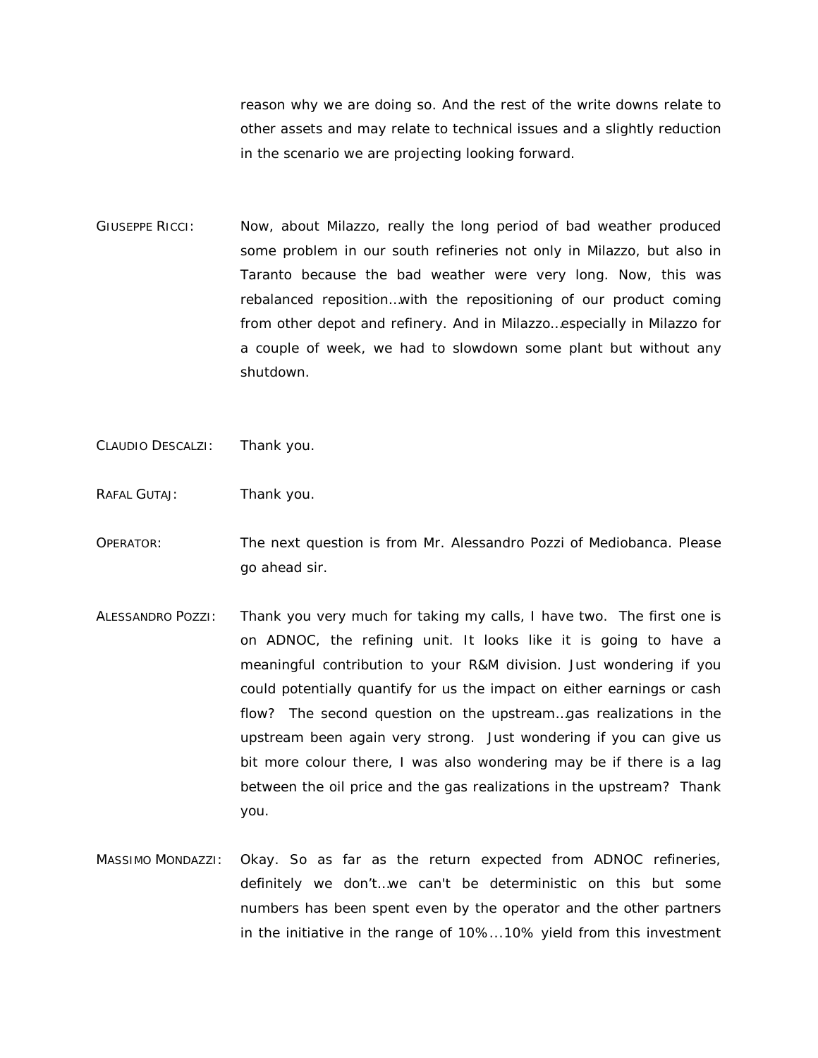reason why we are doing so. And the rest of the write downs relate to other assets and may relate to technical issues and a slightly reduction in the scenario we are projecting looking forward.

GIUSEPPE RICCI: Now, about Milazzo, really the long period of bad weather produced some problem in our south refineries not only in Milazzo, but also in Taranto because the bad weather were very long. Now, this was rebalanced reposition…with the repositioning of our product coming from other depot and refinery. And in Milazzo…especially in Milazzo for a couple of week, we had to slowdown some plant but without any shutdown.

CLAUDIO DESCALZI: Thank you.

RAFAL GUTAJ: Thank you.

OPERATOR: The next question is from Mr. Alessandro Pozzi of Mediobanca. Please go ahead sir.

ALESSANDRO POZZI: Thank you very much for taking my calls, I have two. The first one is on ADNOC, the refining unit. It looks like it is going to have a meaningful contribution to your R&M division. Just wondering if you could potentially quantify for us the impact on either earnings or cash flow? The second question on the upstream…gas realizations in the upstream been again very strong. Just wondering if you can give us bit more colour there, I was also wondering may be if there is a lag between the oil price and the gas realizations in the upstream? Thank you.

MASSIMO MONDAZZI: Okay. So as far as the return expected from ADNOC refineries, definitely we don't…we can't be deterministic on this but some numbers has been spent even by the operator and the other partners in the initiative in the range of 10%....10% yield from this investment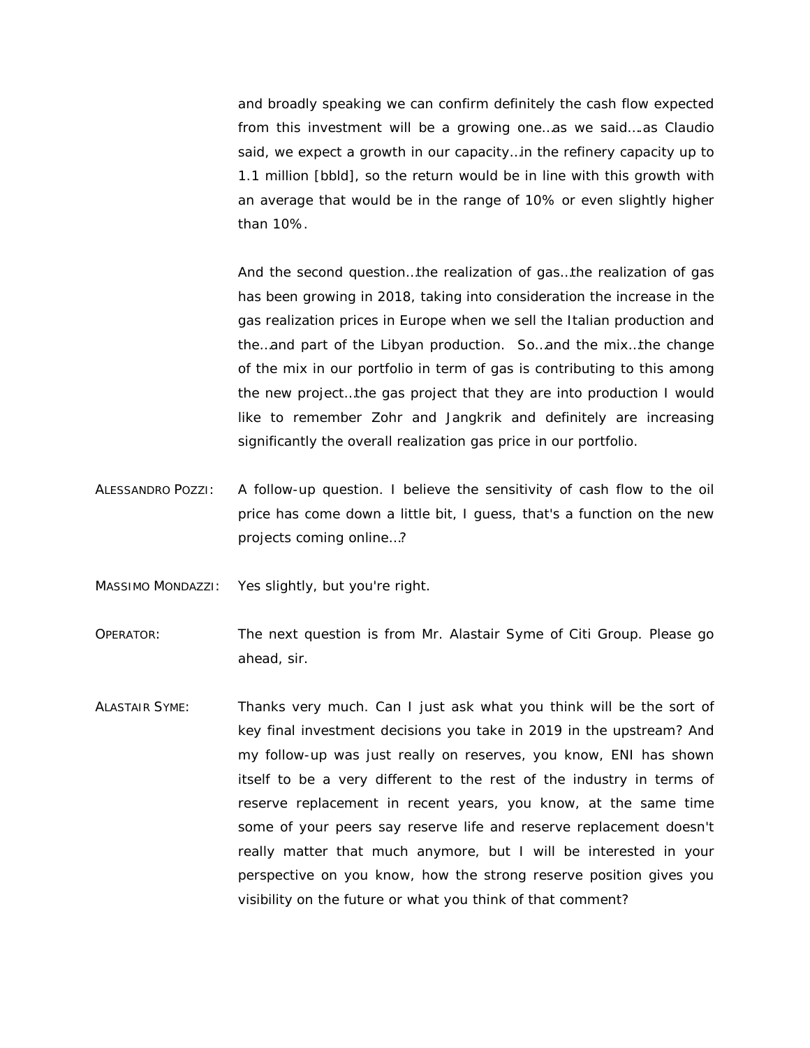and broadly speaking we can confirm definitely the cash flow expected from this investment will be a growing one…as we said….as Claudio said, we expect a growth in our capacity…in the refinery capacity up to 1.1 million [bbld], so the return would be in line with this growth with an average that would be in the range of 10% or even slightly higher than 10%.

And the second question…the realization of gas…the realization of gas has been growing in 2018, taking into consideration the increase in the gas realization prices in Europe when we sell the Italian production and the…and part of the Libyan production. So…and the mix…the change of the mix in our portfolio in term of gas is contributing to this among the new project…the gas project that they are into production I would like to remember Zohr and Jangkrik and definitely are increasing significantly the overall realization gas price in our portfolio.

ALESSANDRO POZZI: A follow-up question. I believe the sensitivity of cash flow to the oil price has come down a little bit, I guess, that's a function on the new projects coming online…?

MASSIMO MONDAZZI: Yes slightly, but you're right.

OPERATOR: The next question is from Mr. Alastair Syme of Citi Group. Please go ahead, sir.

ALASTAIR SYME: Thanks very much. Can I just ask what you think will be the sort of key final investment decisions you take in 2019 in the upstream? And my follow-up was just really on reserves, you know, ENI has shown itself to be a very different to the rest of the industry in terms of reserve replacement in recent years, you know, at the same time some of your peers say reserve life and reserve replacement doesn't really matter that much anymore, but I will be interested in your perspective on you know, how the strong reserve position gives you visibility on the future or what you think of that comment?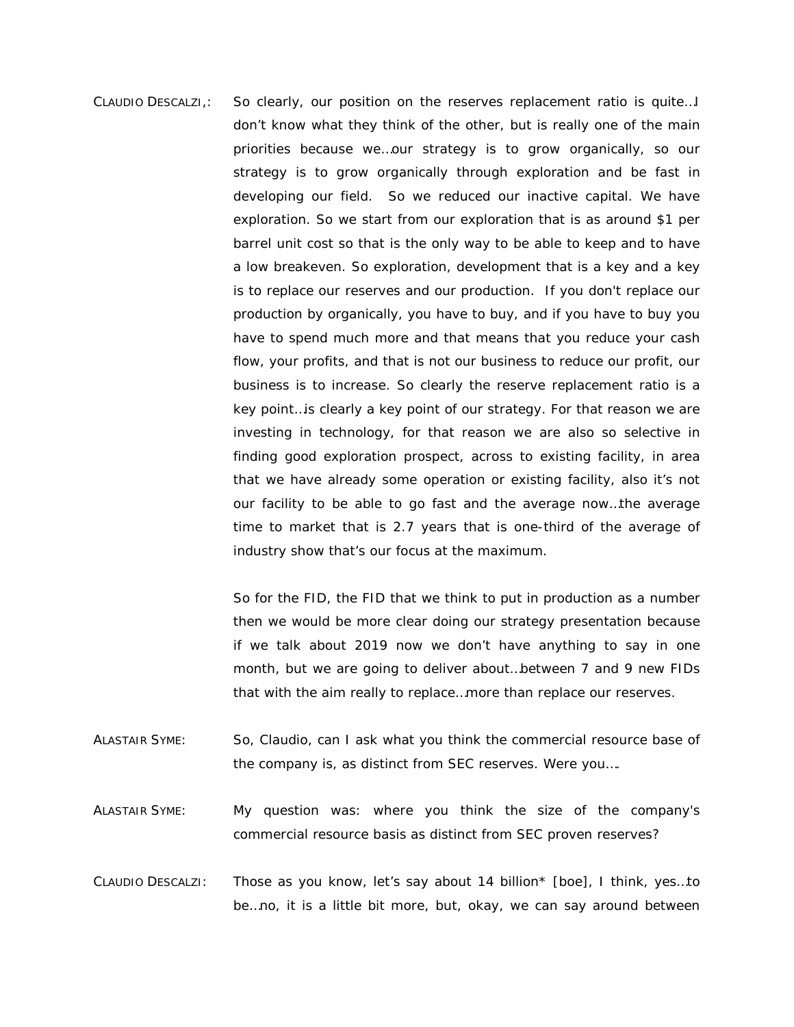CLAUDIO DESCALZI,: So clearly, our position on the reserves replacement ratio is quite…I don't know what they think of the other, but is really one of the main priorities because we…our strategy is to grow organically, so our strategy is to grow organically through exploration and be fast in developing our field. So we reduced our inactive capital. We have exploration. So we start from our exploration that is as around $1 per barrel unit cost so that is the only way to be able to keep and to have a low breakeven. So exploration, development that is a key and a key is to replace our reserves and our production. If you don't replace our production by organically, you have to buy, and if you have to buy you have to spend much more and that means that you reduce your cash flow, your profits, and that is not our business to reduce our profit, our business is to increase. So clearly the reserve replacement ratio is a key point…is clearly a key point of our strategy. For that reason we are investing in technology, for that reason we are also so selective in finding good exploration prospect, across to existing facility, in area that we have already some operation or existing facility, also it's not our facility to be able to go fast and the average now…the average time to market that is 2.7 years that is one-third of the average of industry show that's our focus at the maximum.

So for the FID, the FID that we think to put in production as a number then we would be more clear doing our strategy presentation because if we talk about 2019 now we don't have anything to say in one month, but we are going to deliver about…between 7 and 9 new FIDs that with the aim really to replace…more than replace our reserves.

ALASTAIR SYME: So, Claudio, can I ask what you think the commercial resource base of the company is, as distinct from SEC reserves. Were you….

ALASTAIR SYME: My question was: where you think the size of the company's commercial resource basis as distinct from SEC proven reserves?

CLAUDIO DESCALZI: Those as you know, let's say about 14 billion* [boe], I think, yes…to be…no, it is a little bit more, but, okay, we can say around between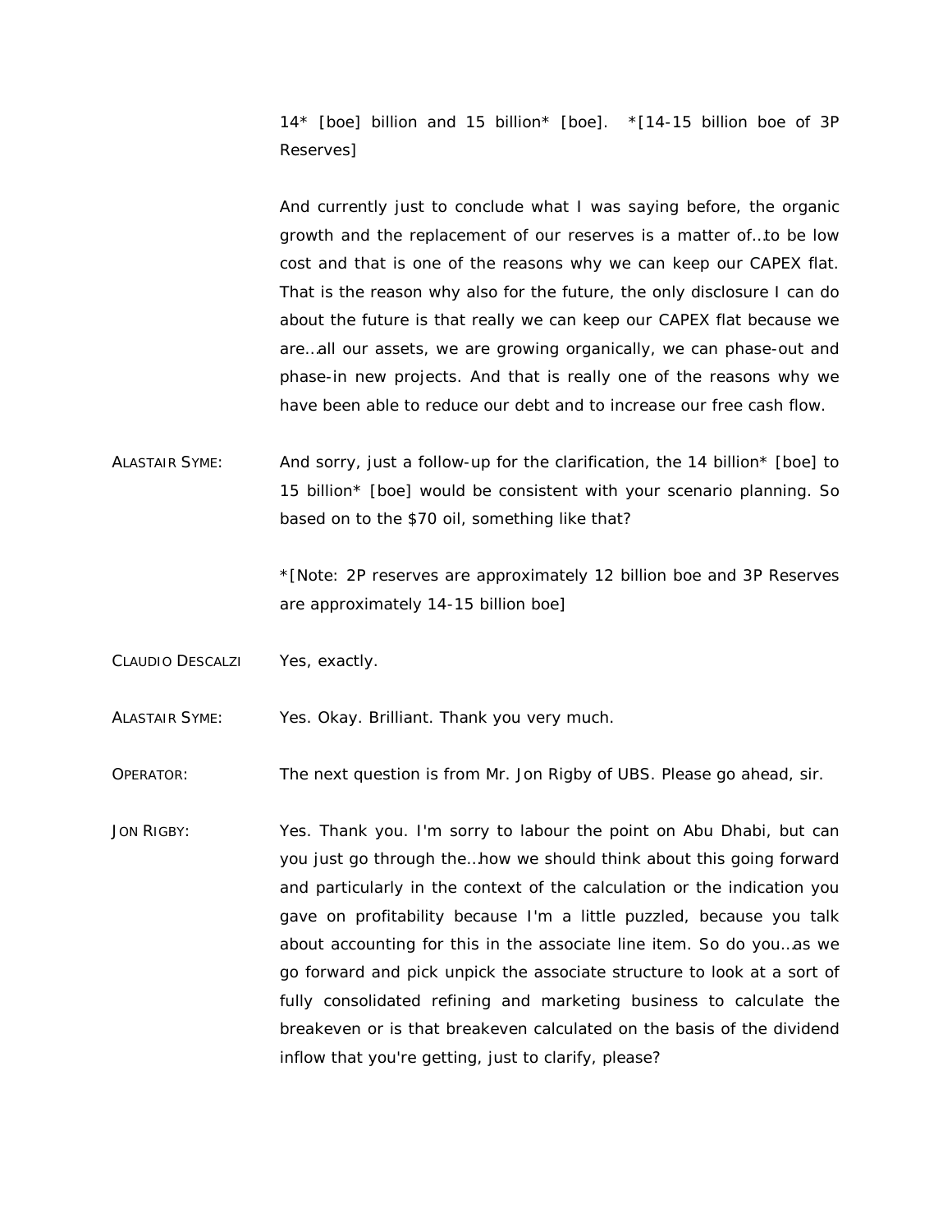14* [boe] billion and 15 billion* [boe]. *[14-15 billion boe of 3P Reserves]

And currently just to conclude what I was saying before, the organic growth and the replacement of our reserves is a matter of…to be low cost and that is one of the reasons why we can keep our CAPEX flat. That is the reason why also for the future, the only disclosure I can do about the future is that really we can keep our CAPEX flat because we are…all our assets, we are growing organically, we can phase-out and phase-in new projects. And that is really one of the reasons why we have been able to reduce our debt and to increase our free cash flow.

ALASTAIR SYME: And sorry, just a follow-up for the clarification, the 14 billion* [boe] to 15 billion* [boe] would be consistent with your scenario planning. So based on to the $70 oil, something like that?

*[Note: 2P reserves are approximately 12 billion boe and 3P Reserves are approximately 14-15 billion boe]

CLAUDIO DESCALZI Yes, exactly.

ALASTAIR SYME: Yes. Okay. Brilliant. Thank you very much.

OPERATOR: The next question is from Mr. Jon Rigby of UBS. Please go ahead, sir.

JON RIGBY: Yes. Thank you. I'm sorry to labour the point on Abu Dhabi, but can you just go through the…how we should think about this going forward and particularly in the context of the calculation or the indication you gave on profitability because I'm a little puzzled, because you talk about accounting for this in the associate line item. So do you…as we go forward and pick unpick the associate structure to look at a sort of fully consolidated refining and marketing business to calculate the breakeven or is that breakeven calculated on the basis of the dividend inflow that you're getting, just to clarify, please?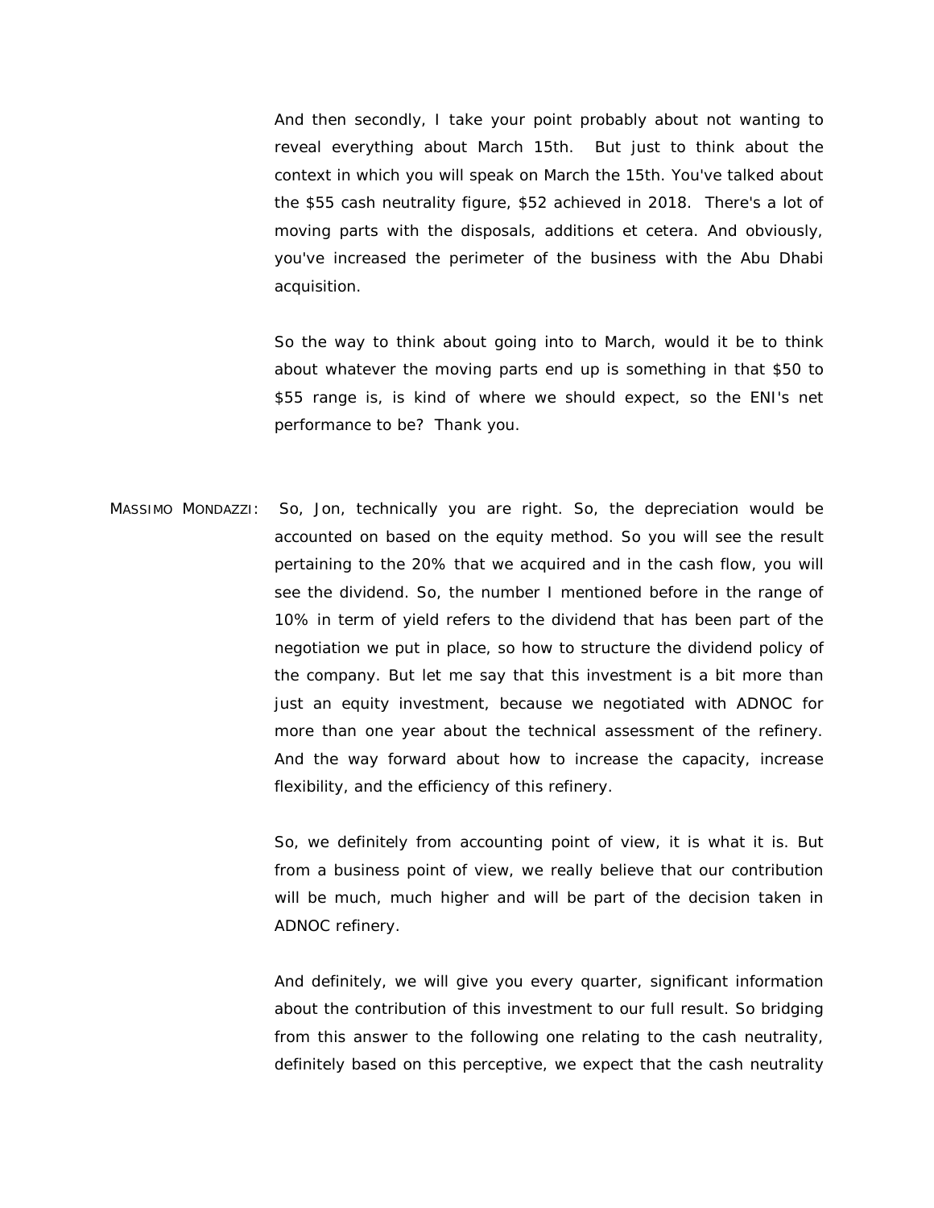And then secondly, I take your point probably about not wanting to reveal everything about March 15th. But just to think about the context in which you will speak on March the 15th. You've talked about the $55 cash neutrality figure, $52 achieved in 2018. There's a lot of moving parts with the disposals, additions et cetera. And obviously, you've increased the perimeter of the business with the Abu Dhabi acquisition.

So the way to think about going into to March, would it be to think about whatever the moving parts end up is something in that $50 to $55 range is, is kind of where we should expect, so the ENI's net performance to be? Thank you.

MASSIMO MONDAZZI: So, Jon, technically you are right. So, the depreciation would be accounted on based on the equity method. So you will see the result pertaining to the 20% that we acquired and in the cash flow, you will see the dividend. So, the number I mentioned before in the range of 10% in term of yield refers to the dividend that has been part of the negotiation we put in place, so how to structure the dividend policy of the company. But let me say that this investment is a bit more than just an equity investment, because we negotiated with ADNOC for more than one year about the technical assessment of the refinery. And the way forward about how to increase the capacity, increase flexibility, and the efficiency of this refinery.

So, we definitely from accounting point of view, it is what it is. But from a business point of view, we really believe that our contribution will be much, much higher and will be part of the decision taken in ADNOC refinery.

And definitely, we will give you every quarter, significant information about the contribution of this investment to our full result. So bridging from this answer to the following one relating to the cash neutrality, definitely based on this perceptive, we expect that the cash neutrality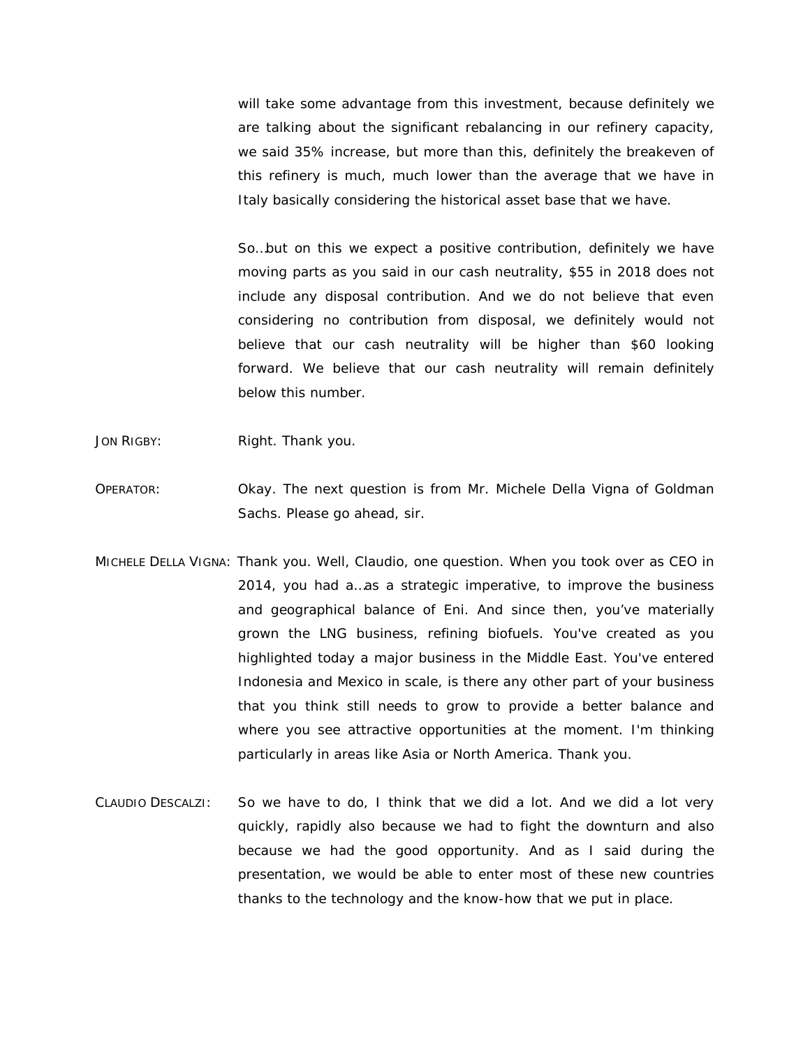will take some advantage from this investment, because definitely we are talking about the significant rebalancing in our refinery capacity, we said 35% increase, but more than this, definitely the breakeven of this refinery is much, much lower than the average that we have in Italy basically considering the historical asset base that we have.

So…but on this we expect a positive contribution, definitely we have moving parts as you said in our cash neutrality, $55 in 2018 does not include any disposal contribution. And we do not believe that even considering no contribution from disposal, we definitely would not believe that our cash neutrality will be higher than $60 looking forward. We believe that our cash neutrality will remain definitely below this number.

JON RIGBY: Right. Thank you.

OPERATOR: Okay. The next question is from Mr. Michele Della Vigna of Goldman Sachs. Please go ahead, sir.

MICHELE DELLA VIGNA: Thank you. Well, Claudio, one question. When you took over as CEO in 2014, you had a…as a strategic imperative, to improve the business and geographical balance of Eni. And since then, you've materially grown the LNG business, refining biofuels. You've created as you highlighted today a major business in the Middle East. You've entered Indonesia and Mexico in scale, is there any other part of your business that you think still needs to grow to provide a better balance and where you see attractive opportunities at the moment. I'm thinking particularly in areas like Asia or North America. Thank you.

CLAUDIO DESCALZI: So we have to do, I think that we did a lot. And we did a lot very quickly, rapidly also because we had to fight the downturn and also because we had the good opportunity. And as I said during the presentation, we would be able to enter most of these new countries thanks to the technology and the know-how that we put in place.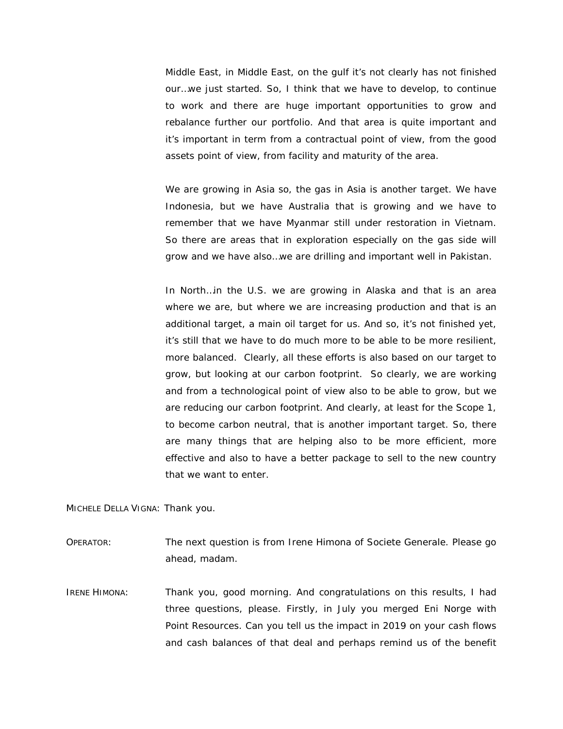Middle East, in Middle East, on the gulf it's not clearly has not finished our…we just started. So, I think that we have to develop, to continue to work and there are huge important opportunities to grow and rebalance further our portfolio. And that area is quite important and it's important in term from a contractual point of view, from the good assets point of view, from facility and maturity of the area.

We are growing in Asia so, the gas in Asia is another target. We have Indonesia, but we have Australia that is growing and we have to remember that we have Myanmar still under restoration in Vietnam. So there are areas that in exploration especially on the gas side will grow and we have also…we are drilling and important well in Pakistan.

In North…in the U.S. we are growing in Alaska and that is an area where we are, but where we are increasing production and that is an additional target, a main oil target for us. And so, it's not finished yet, it's still that we have to do much more to be able to be more resilient, more balanced. Clearly, all these efforts is also based on our target to grow, but looking at our carbon footprint. So clearly, we are working and from a technological point of view also to be able to grow, but we are reducing our carbon footprint. And clearly, at least for the Scope 1, to become carbon neutral, that is another important target. So, there are many things that are helping also to be more efficient, more effective and also to have a better package to sell to the new country that we want to enter.

MICHELE DELLA VIGNA: Thank you.

OPERATOR: The next question is from Irene Himona of Societe Generale. Please go ahead, madam.

IRENE HIMONA: Thank you, good morning. And congratulations on this results, I had three questions, please. Firstly, in July you merged Eni Norge with Point Resources. Can you tell us the impact in 2019 on your cash flows and cash balances of that deal and perhaps remind us of the benefit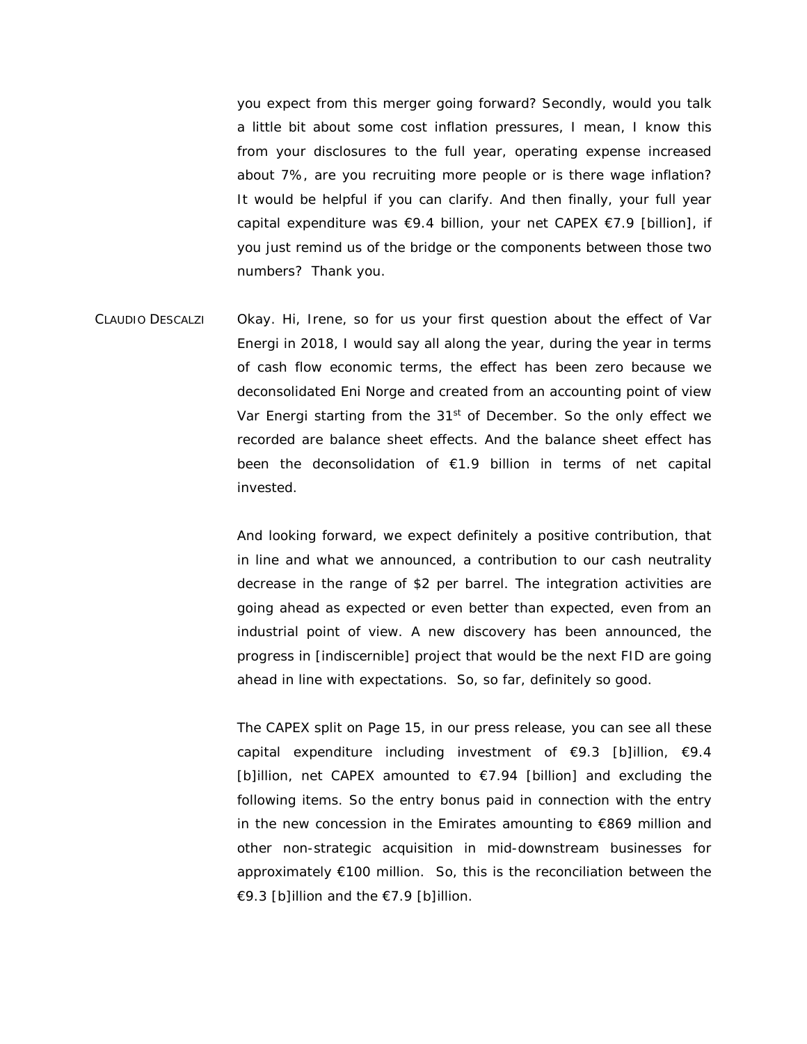you expect from this merger going forward? Secondly, would you talk a little bit about some cost inflation pressures, I mean, I know this from your disclosures to the full year, operating expense increased about 7%, are you recruiting more people or is there wage inflation? It would be helpful if you can clarify. And then finally, your full year capital expenditure was €9.4 billion, your net CAPEX €7.9 [billion], if you just remind us of the bridge or the components between those two numbers? Thank you.

CLAUDIO DESCALZI: Okay. Hi, Irene, so for us your first question about the effect of Var Energi in 2018, I would say all along the year, during the year in terms of cash flow economic terms, the effect has been zero because we deconsolidated Eni Norge and created from an accounting point of view Var Energi starting from the 31st of December. So the only effect we recorded are balance sheet effects. And the balance sheet effect has been the deconsolidation of €1.9 billion in terms of net capital invested.

And looking forward, we expect definitely a positive contribution, that in line and what we announced, a contribution to our cash neutrality decrease in the range of $2 per barrel. The integration activities are going ahead as expected or even better than expected, even from an industrial point of view. A new discovery has been announced, the progress in [indiscernible] project that would be the next FID are going ahead in line with expectations. So, so far, definitely so good.

The CAPEX split on Page 15, in our press release, you can see all these capital expenditure including investment of €9.3 [b]illion, €9.4 [b]illion, net CAPEX amounted to €7.94 [billion] and excluding the following items. So the entry bonus paid in connection with the entry in the new concession in the Emirates amounting to €869 million and other non-strategic acquisition in mid-downstream businesses for approximately €100 million. So, this is the reconciliation between the €9.3 [b]illion and the €7.9 [b]illion.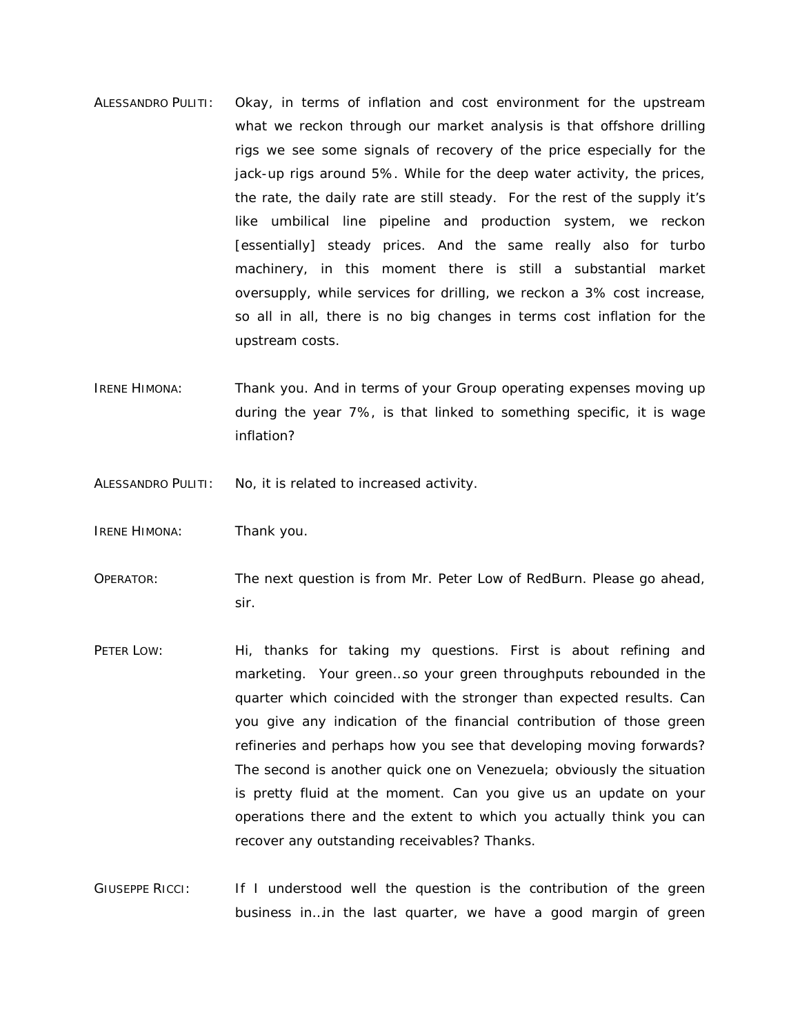ALESSANDRO PULITI: Okay, in terms of inflation and cost environment for the upstream what we reckon through our market analysis is that offshore drilling rigs we see some signals of recovery of the price especially for the jack-up rigs around 5%. While for the deep water activity, the prices, the rate, the daily rate are still steady. For the rest of the supply it's like umbilical line pipeline and production system, we reckon [essentially] steady prices. And the same really also for turbo machinery, in this moment there is still a substantial market oversupply, while services for drilling, we reckon a 3% cost increase, so all in all, there is no big changes in terms cost inflation for the upstream costs.

IRENE HIMONA: Thank you. And in terms of your Group operating expenses moving up during the year 7%, is that linked to something specific, it is wage inflation?

ALESSANDRO PULITI: No, it is related to increased activity.

IRENE HIMONA: Thank you.

OPERATOR: The next question is from Mr. Peter Low of RedBurn. Please go ahead, sir.

PETER LOW: Hi, thanks for taking my questions. First is about refining and marketing. Your green…so your green throughputs rebounded in the quarter which coincided with the stronger than expected results. Can you give any indication of the financial contribution of those green refineries and perhaps how you see that developing moving forwards? The second is another quick one on Venezuela; obviously the situation is pretty fluid at the moment. Can you give us an update on your operations there and the extent to which you actually think you can recover any outstanding receivables? Thanks.

GIUSEPPE RICCI: If I understood well the question is the contribution of the green business in…in the last quarter, we have a good margin of green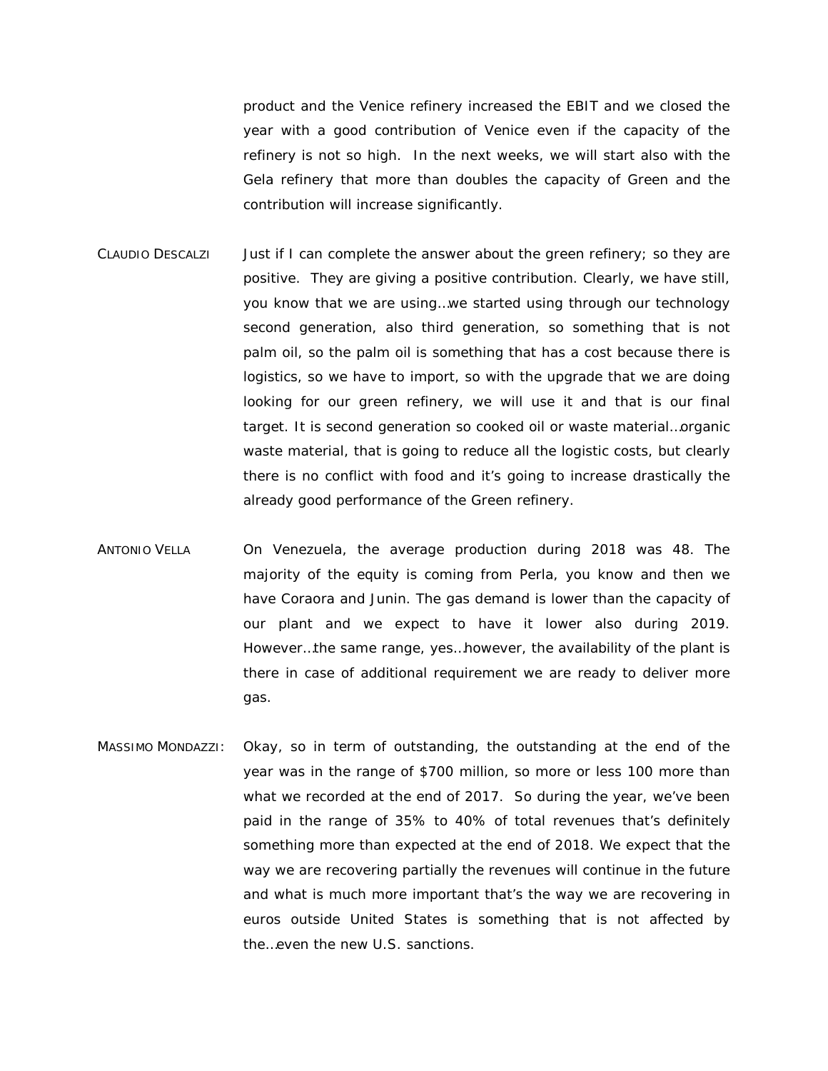product and the Venice refinery increased the EBIT and we closed the year with a good contribution of Venice even if the capacity of the refinery is not so high. In the next weeks, we will start also with the Gela refinery that more than doubles the capacity of Green and the contribution will increase significantly.

CLAUDIO DESCALZI Just if I can complete the answer about the green refinery; so they are positive. They are giving a positive contribution. Clearly, we have still, you know that we are using…we started using through our technology second generation, also third generation, so something that is not palm oil, so the palm oil is something that has a cost because there is logistics, so we have to import, so with the upgrade that we are doing looking for our green refinery, we will use it and that is our final target. It is second generation so cooked oil or waste material…organic waste material, that is going to reduce all the logistic costs, but clearly there is no conflict with food and it's going to increase drastically the already good performance of the Green refinery.

ANTONIO VELLA On Venezuela, the average production during 2018 was 48. The majority of the equity is coming from Perla, you know and then we have Coraora and Junin. The gas demand is lower than the capacity of our plant and we expect to have it lower also during 2019. However…the same range, yes…however, the availability of the plant is there in case of additional requirement we are ready to deliver more gas.

MASSIMO MONDAZZI: Okay, so in term of outstanding, the outstanding at the end of the year was in the range of $700 million, so more or less 100 more than what we recorded at the end of 2017. So during the year, we've been paid in the range of 35% to 40% of total revenues that's definitely something more than expected at the end of 2018. We expect that the way we are recovering partially the revenues will continue in the future and what is much more important that's the way we are recovering in euros outside United States is something that is not affected by the…even the new U.S. sanctions.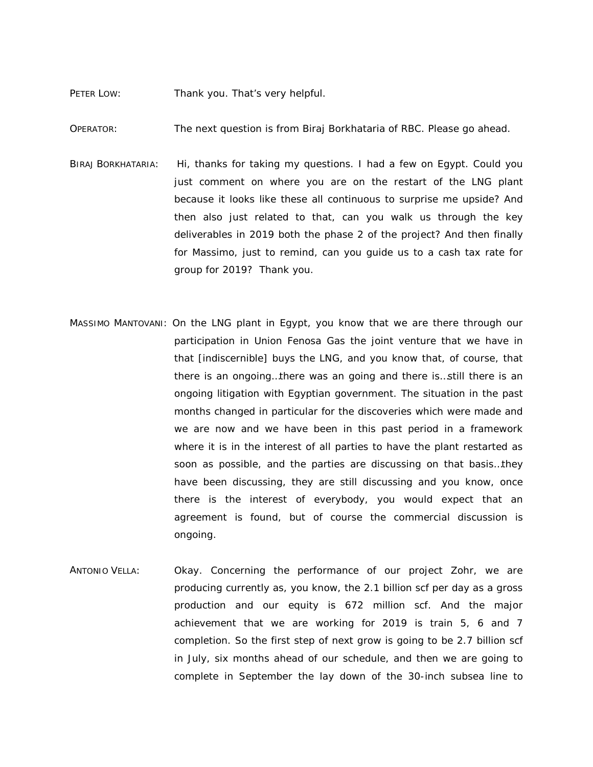PETER LOW: Thank you. That's very helpful.

OPERATOR: The next question is from Biraj Borkhataria of RBC. Please go ahead.

BIRAJ BORKHATARIA: Hi, thanks for taking my questions. I had a few on Egypt. Could you just comment on where you are on the restart of the LNG plant because it looks like these all continuous to surprise me upside? And then also just related to that, can you walk us through the key deliverables in 2019 both the phase 2 of the project? And then finally for Massimo, just to remind, can you guide us to a cash tax rate for group for 2019? Thank you.

MASSIMO MANTOVANI: On the LNG plant in Egypt, you know that we are there through our participation in Union Fenosa Gas the joint venture that we have in that [indiscernible] buys the LNG, and you know that, of course, that there is an ongoing…there was an going and there is…still there is an ongoing litigation with Egyptian government. The situation in the past months changed in particular for the discoveries which were made and we are now and we have been in this past period in a framework where it is in the interest of all parties to have the plant restarted as soon as possible, and the parties are discussing on that basis…they have been discussing, they are still discussing and you know, once there is the interest of everybody, you would expect that an agreement is found, but of course the commercial discussion is ongoing.

ANTONIO VELLA: Okay. Concerning the performance of our project Zohr, we are producing currently as, you know, the 2.1 billion scf per day as a gross production and our equity is 672 million scf. And the major achievement that we are working for 2019 is train 5, 6 and 7 completion. So the first step of next grow is going to be 2.7 billion scf in July, six months ahead of our schedule, and then we are going to complete in September the lay down of the 30-inch subsea line to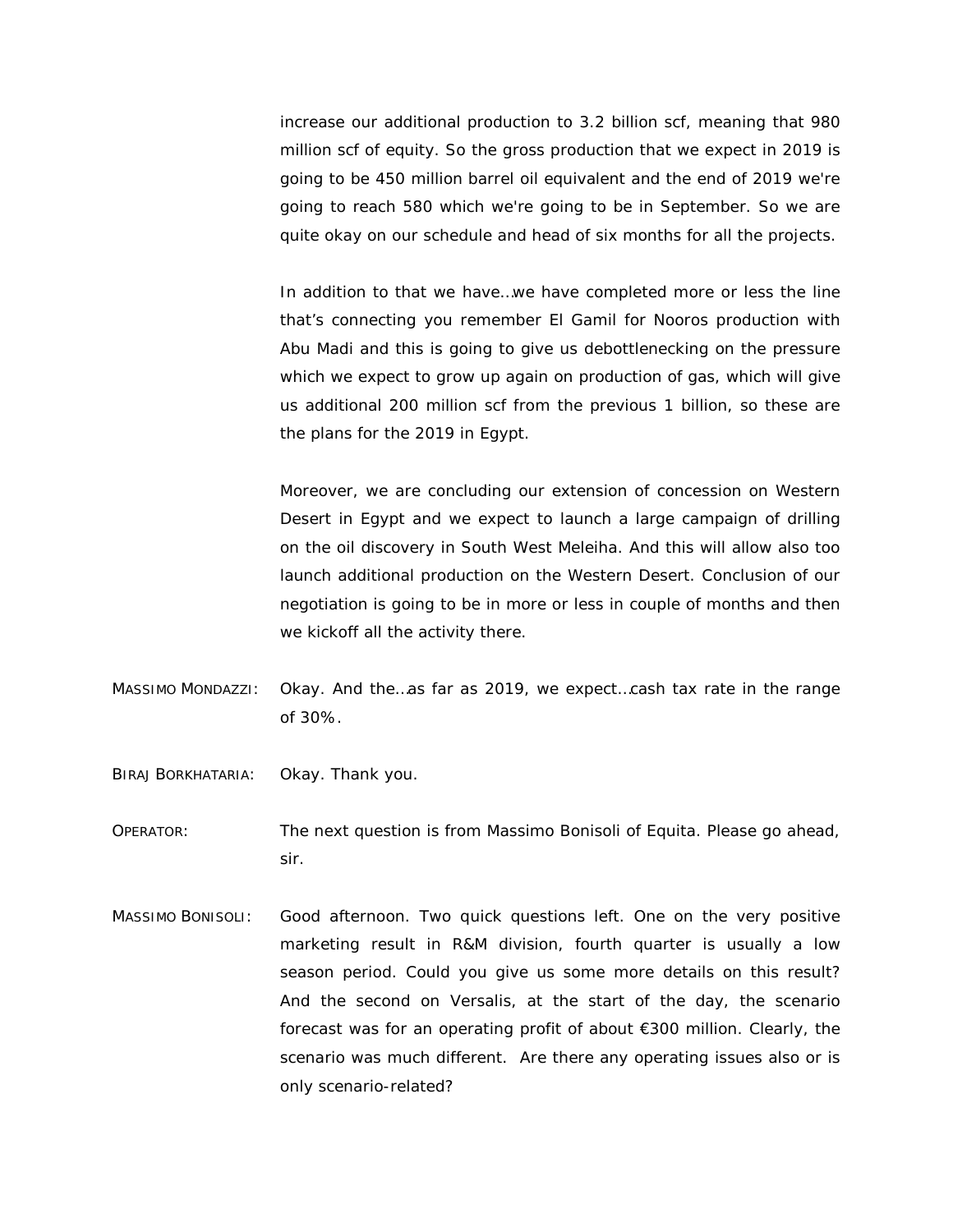increase our additional production to 3.2 billion scf, meaning that 980 million scf of equity. So the gross production that we expect in 2019 is going to be 450 million barrel oil equivalent and the end of 2019 we're going to reach 580 which we're going to be in September. So we are quite okay on our schedule and head of six months for all the projects.

In addition to that we have…we have completed more or less the line that's connecting you remember El Gamil for Nooros production with Abu Madi and this is going to give us debottlenecking on the pressure which we expect to grow up again on production of gas, which will give us additional 200 million scf from the previous 1 billion, so these are the plans for the 2019 in Egypt.

Moreover, we are concluding our extension of concession on Western Desert in Egypt and we expect to launch a large campaign of drilling on the oil discovery in South West Meleiha. And this will allow also too launch additional production on the Western Desert. Conclusion of our negotiation is going to be in more or less in couple of months and then we kickoff all the activity there.

MASSIMO MONDAZZI: Okay. And the…as far as 2019, we expect…cash tax rate in the range of 30%.

BIRAJ BORKHATARIA: Okay. Thank you.

OPERATOR: The next question is from Massimo Bonisoli of Equita. Please go ahead, sir.

MASSIMO BONISOLI: Good afternoon. Two quick questions left. One on the very positive marketing result in R&M division, fourth quarter is usually a low season period. Could you give us some more details on this result? And the second on Versalis, at the start of the day, the scenario forecast was for an operating profit of about €300 million. Clearly, the scenario was much different. Are there any operating issues also or is only scenario-related?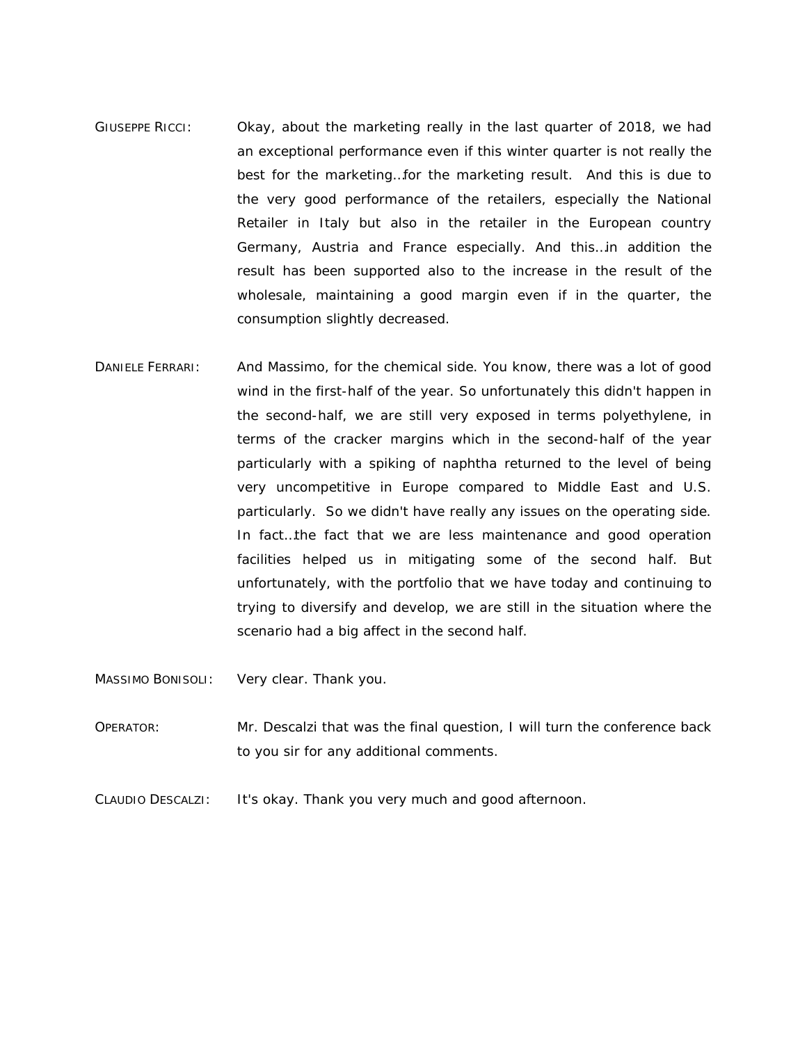GIUSEPPE RICCI: Okay, about the marketing really in the last quarter of 2018, we had an exceptional performance even if this winter quarter is not really the best for the marketing…for the marketing result. And this is due to the very good performance of the retailers, especially the National Retailer in Italy but also in the retailer in the European country Germany, Austria and France especially. And this…in addition the result has been supported also to the increase in the result of the wholesale, maintaining a good margin even if in the quarter, the consumption slightly decreased.

DANIELE FERRARI: And Massimo, for the chemical side. You know, there was a lot of good wind in the first-half of the year. So unfortunately this didn't happen in the second-half, we are still very exposed in terms polyethylene, in terms of the cracker margins which in the second-half of the year particularly with a spiking of naphtha returned to the level of being very uncompetitive in Europe compared to Middle East and U.S. particularly. So we didn't have really any issues on the operating side. In fact…the fact that we are less maintenance and good operation facilities helped us in mitigating some of the second half. But unfortunately, with the portfolio that we have today and continuing to trying to diversify and develop, we are still in the situation where the scenario had a big affect in the second half.

MASSIMO BONISOLI: Very clear. Thank you.

OPERATOR: Mr. Descalzi that was the final question, I will turn the conference back to you sir for any additional comments.

CLAUDIO DESCALZI: It's okay. Thank you very much and good afternoon.